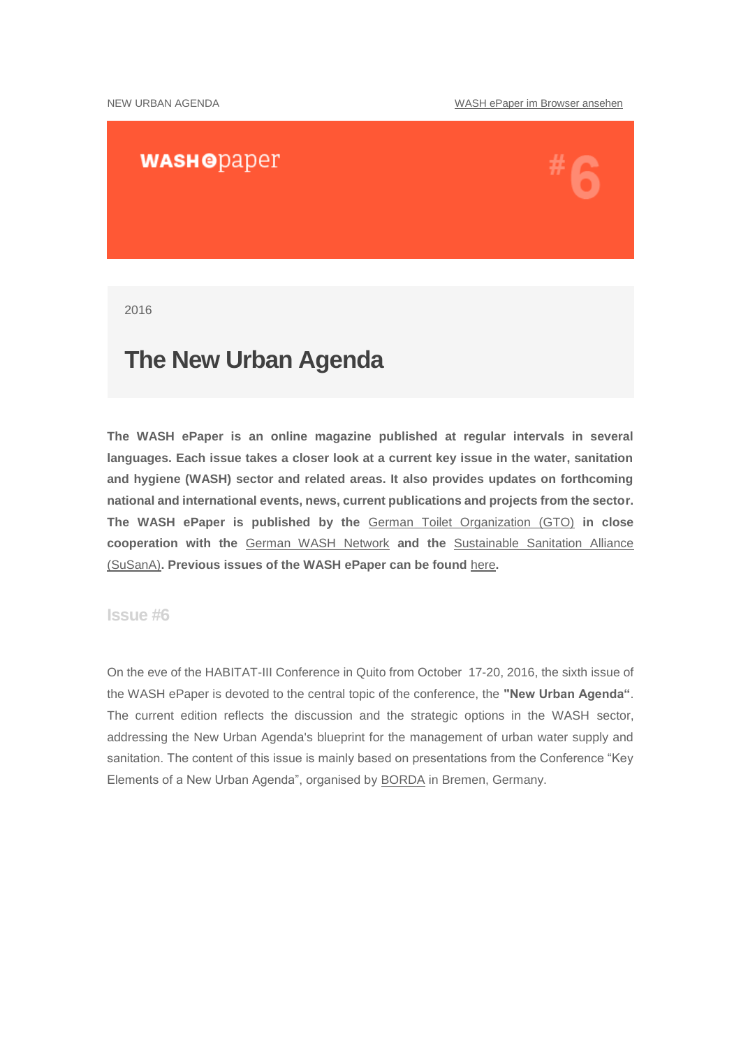NEW URBAN AGENDA

WASH ePaper im Browser ansehen

WASH epaper #6

2016

# The New Urban Agenda

**The WASH ePaper is an online magazine published at regular intervals in several languages. Each issue takes a closer look at a current key issue in the water, sanitation and hygiene (WASH) sector and related areas. It also provides updates on forthcoming national and international events, news, current publications and projects from the sector. The WASH ePaper is published by the German Toilet Organization (GTO) in close cooperation with the German WASH Network and the Sustainable Sanitation Alliance (SuSanA). Previous issues of the WASH ePaper can be found here.**

## Issue #6

On the eve of the HABITAT-III Conference in Quito from October 17-20, 2016, the sixth issue of the WASH ePaper is devoted to the central topic of the conference, the **"New Urban Agenda"**. The current edition reflects the discussion and the strategic options in the WASH sector, addressing the New Urban Agenda's blueprint for the management of urban water supply and sanitation. The content of this issue is mainly based on presentations from the Conference "Key Elements of a New Urban Agenda", organised by BORDA in Bremen, Germany.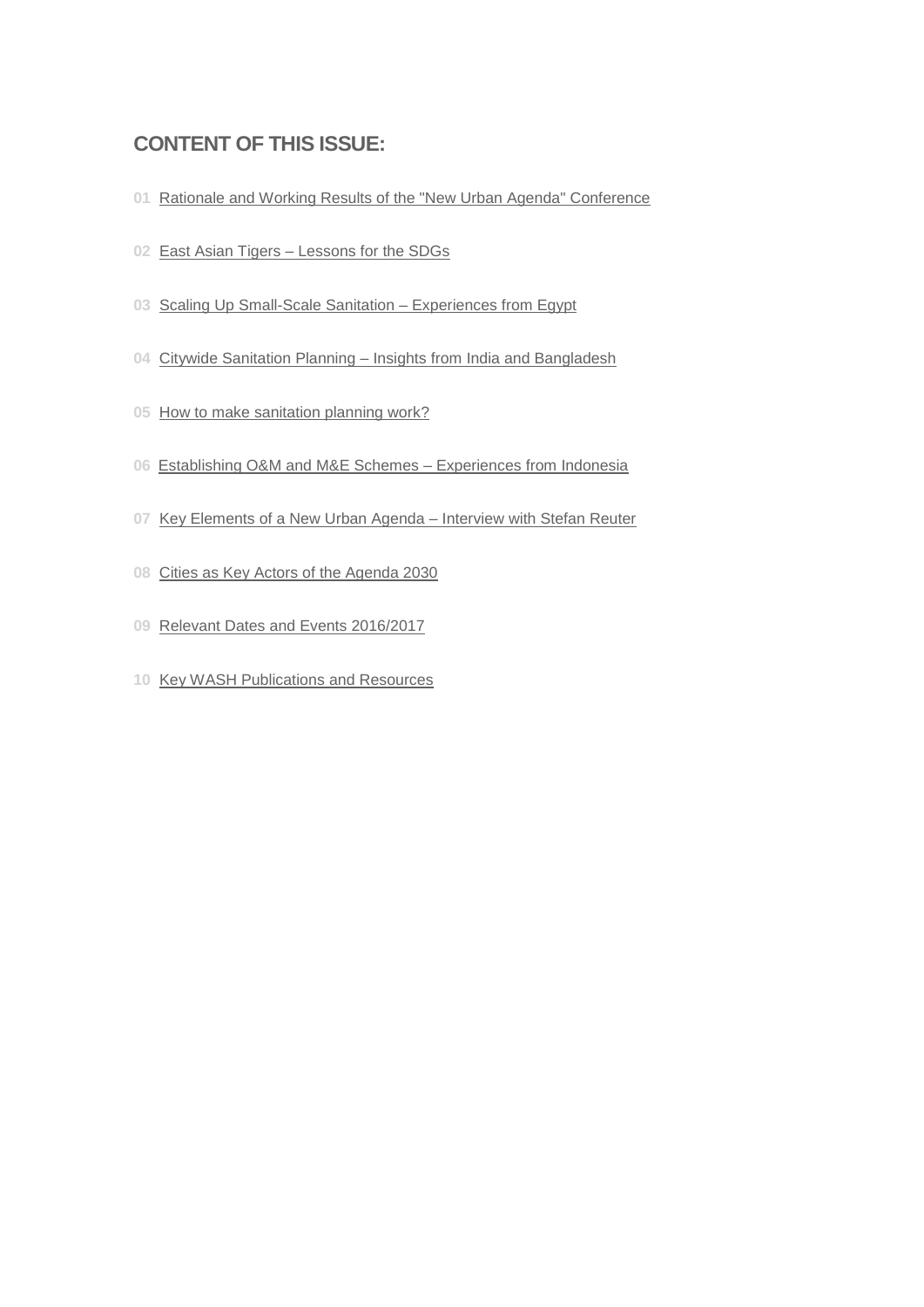## CONTENT OF THIS ISSUE:

**01** Rationale and Working Results of the "New Urban Agenda" Conference

**02** East Asian Tigers – Lessons for the SDGs

**03** Scaling Up Small-Scale Sanitation – Experiences from Egypt

**04** Citywide Sanitation Planning – Insights from India and Bangladesh

**05** How to make sanitation planning work?

**06** Establishing O&M and M&E Schemes – Experiences from Indonesia

**07** Key Elements of a New Urban Agenda – Interview with Stefan Reuter

**08** Cities as Key Actors of the Agenda 2030

**09** Relevant Dates and Events 2016/2017

**10** Key WASH Publications and Resources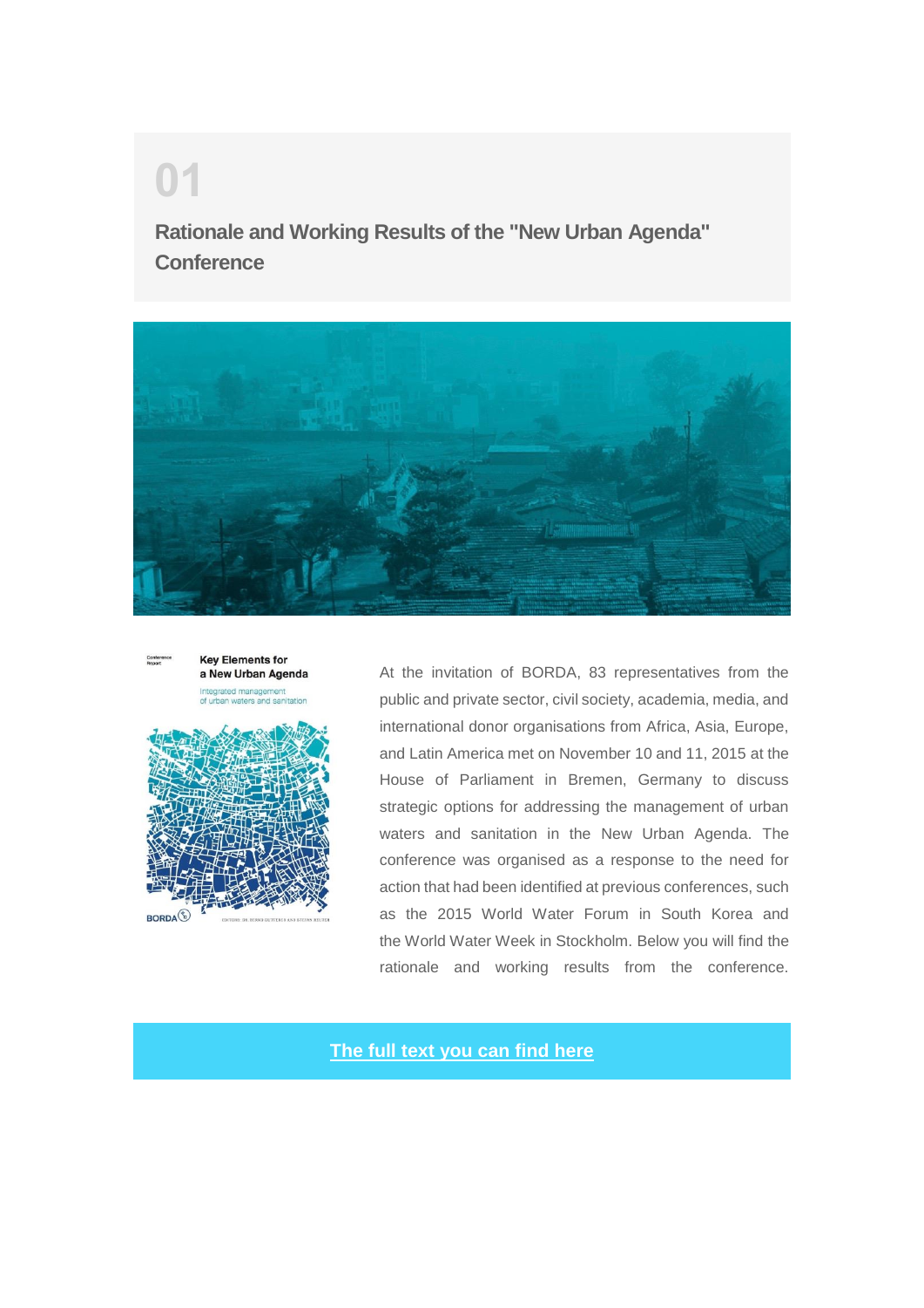# 01

## Rationale and Working Results of the "New Urban Agenda" Conference

At the invitation of BORDA, 83 representatives from the public and private sector, civil society, academia, media, and international donor organisations from Africa, Asia, Europe, and Latin America met on November 10 and 11, 2015 at the House of Parliament in Bremen, Germany to discuss strategic options for addressing the management of urban waters and sanitation in the New Urban Agenda. The conference was organised as a response to the need for action that had been identified at previous conferences, such as the 2015 World Water Forum in South Korea and the World Water Week in Stockholm. Below you will find the rationale and working results from the conference.

**The full text you can find here**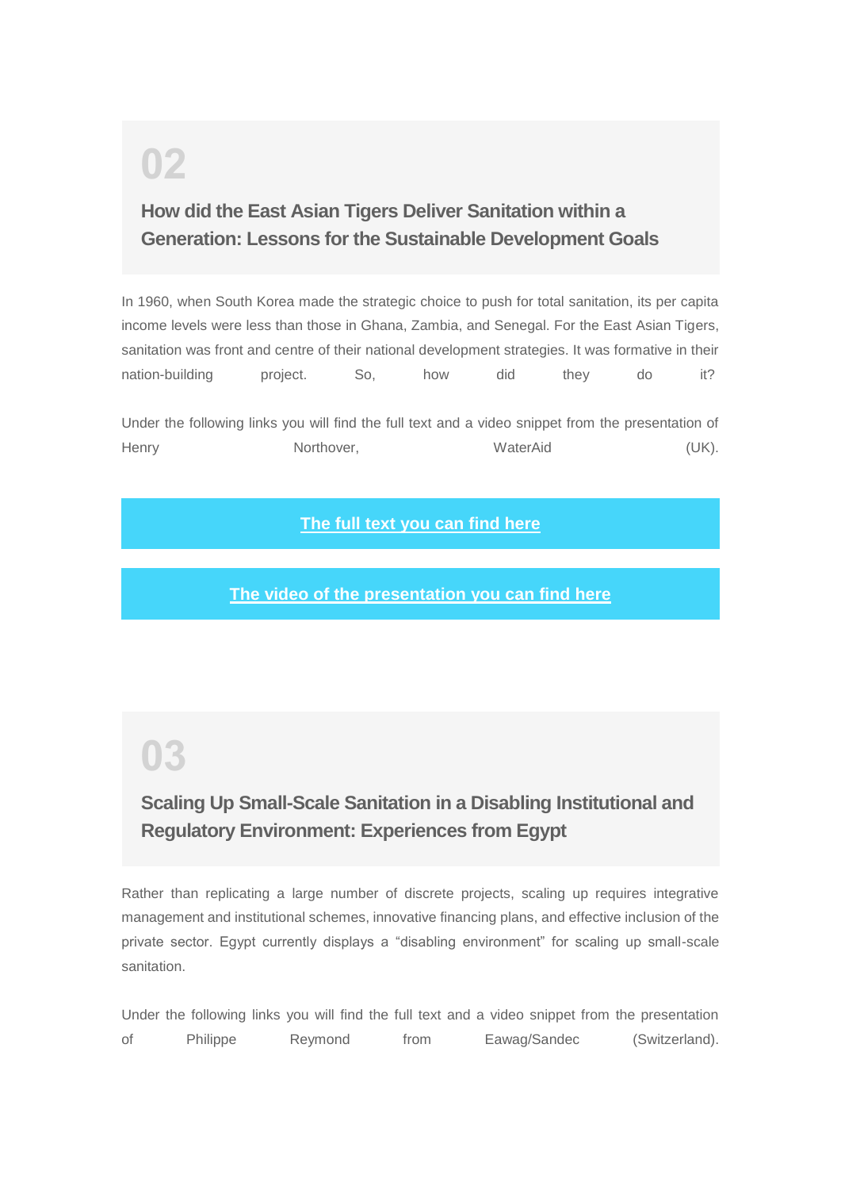## 02

### How did the East Asian Tigers Deliver Sanitation within a Generation: Lessons for the Sustainable Development Goals

In 1960, when South Korea made the strategic choice to push for total sanitation, its per capita income levels were less than those in Ghana, Zambia, and Senegal. For the East Asian Tigers, sanitation was front and centre of their national development strategies. It was formative in their nation-building project. So, how did they do it?

Under the following links you will find the full text and a video snippet from the presentation of Henry Northover, WaterAid (UK).

**The full text you can find here**

**The video of the presentation you can find here**

## 03

### Scaling Up Small-Scale Sanitation in a Disabling Institutional and Regulatory Environment: Experiences from Egypt

Rather than replicating a large number of discrete projects, scaling up requires integrative management and institutional schemes, innovative financing plans, and effective inclusion of the private sector. Egypt currently displays a "disabling environment" for scaling up small-scale sanitation.

Under the following links you will find the full text and a video snippet from the presentation of Philippe Reymond from Eawag/Sandec (Switzerland).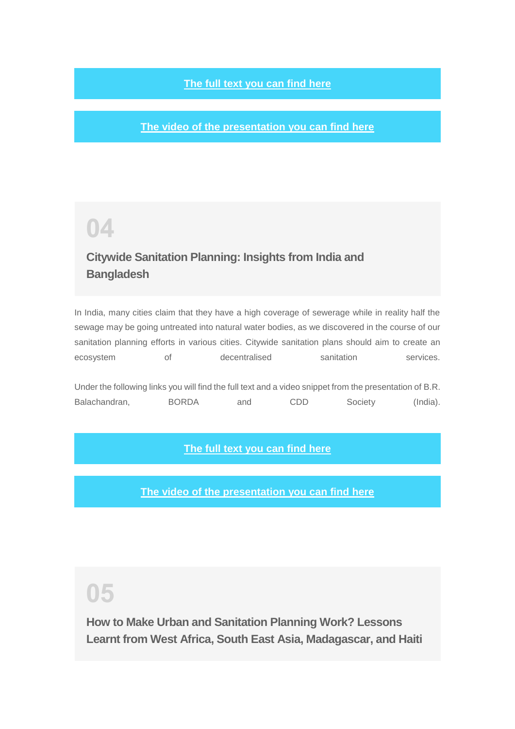**The full text you can find here**

**The video of the presentation you can find here**

## 04

### Citywide Sanitation Planning: Insights from India and Bangladesh

In India, many cities claim that they have a high coverage of sewerage while in reality half the sewage may be going untreated into natural water bodies, as we discovered in the course of our sanitation planning efforts in various cities. Citywide sanitation plans should aim to create an ecosystem of decentralised sanitation services.

Under the following links you will find the full text and a video snippet from the presentation of B.R. Balachandran, BORDA and CDD Society (India).

**The full text you can find here**

**The video of the presentation you can find here**

## 05

### How to Make Urban and Sanitation Planning Work? Lessons Learnt from West Africa, South East Asia, Madagascar, and Haiti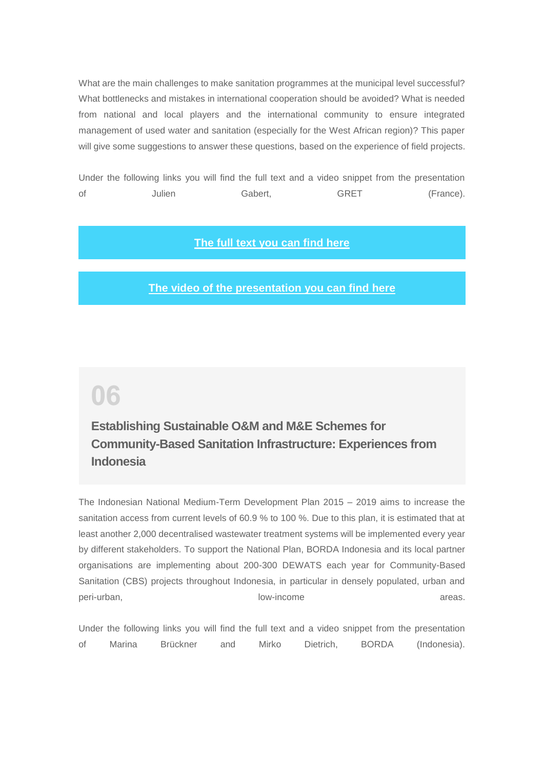What are the main challenges to make sanitation programmes at the municipal level successful? What bottlenecks and mistakes in international cooperation should be avoided? What is needed from national and local players and the international community to ensure integrated management of used water and sanitation (especially for the West African region)? This paper will give some suggestions to answer these questions, based on the experience of field projects.

Under the following links you will find the full text and a video snippet from the presentation of Julien Gabert, GRET (France).

**The full text you can find here**

**The video of the presentation you can find here**

## 06

## Establishing Sustainable O&M and M&E Schemes for Community-Based Sanitation Infrastructure: Experiences from Indonesia

The Indonesian National Medium-Term Development Plan 2015 – 2019 aims to increase the sanitation access from current levels of 60.9 % to 100 %. Due to this plan, it is estimated that at least another 2,000 decentralised wastewater treatment systems will be implemented every year by different stakeholders. To support the National Plan, BORDA Indonesia and its local partner organisations are implementing about 200-300 DEWATS each year for Community-Based Sanitation (CBS) projects throughout Indonesia, in particular in densely populated, urban and peri-urban, low-income areas.

Under the following links you will find the full text and a video snippet from the presentation of Marina Brückner and Mirko Dietrich, BORDA (Indonesia).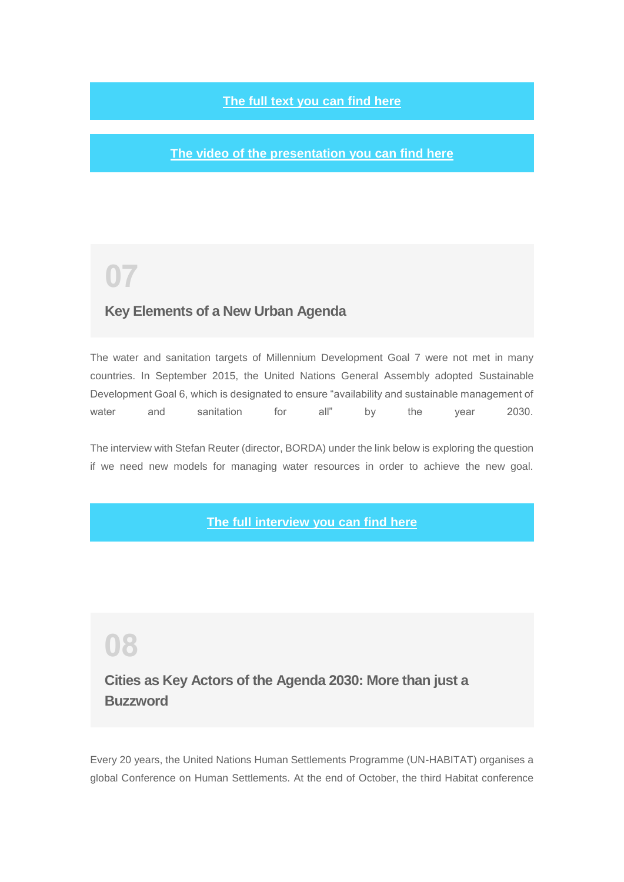**The full text you can find here**

**The video of the presentation you can find here**

## 07

### Key Elements of a New Urban Agenda

The water and sanitation targets of Millennium Development Goal 7 were not met in many countries. In September 2015, the United Nations General Assembly adopted Sustainable Development Goal 6, which is designated to ensure "availability and sustainable management of water and sanitation for all" by the year 2030.

The interview with Stefan Reuter (director, BORDA) under the link below is exploring the question if we need new models for managing water resources in order to achieve the new goal.

**The full interview you can find here**

## 08

### Cities as Key Actors of the Agenda 2030: More than just a Buzzword

Every 20 years, the United Nations Human Settlements Programme (UN-HABITAT) organises a global Conference on Human Settlements. At the end of October, the third Habitat conference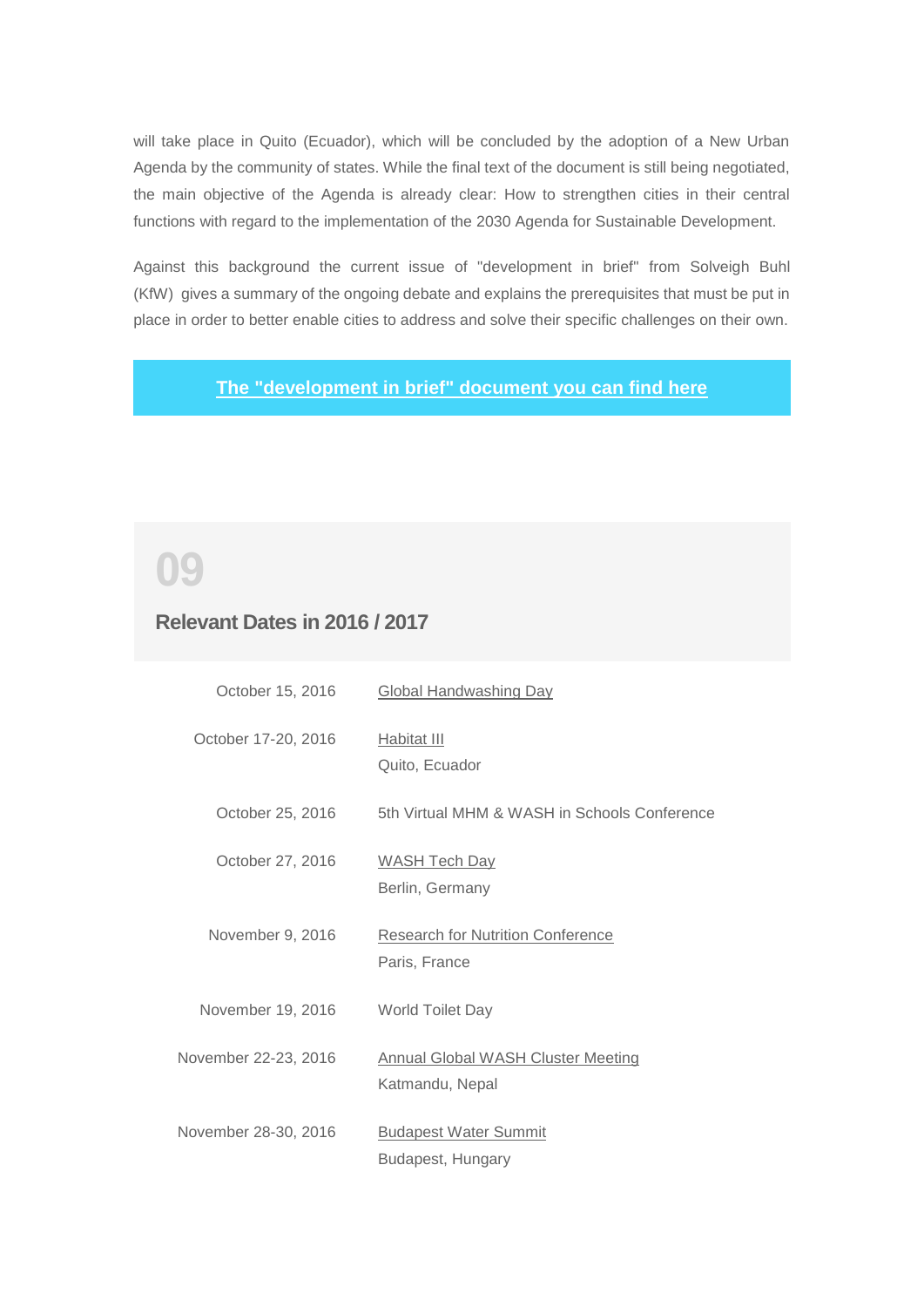will take place in Quito (Ecuador), which will be concluded by the adoption of a New Urban Agenda by the community of states. While the final text of the document is still being negotiated, the main objective of the Agenda is already clear: How to strengthen cities in their central functions with regard to the implementation of the 2030 Agenda for Sustainable Development.

Against this background the current issue of "development in brief" from Solveigh Buhl (KfW) gives a summary of the ongoing debate and explains the prerequisites that must be put in place in order to better enable cities to address and solve their specific challenges on their own.

**The "development in brief" document you can find here**

# 09

## Relevant Dates in 2016 / 2017

| | |
|---|---|
| October 15, 2016 | Global Handwashing Day |
| October 17-20, 2016 | Habitat III<br>Quito, Ecuador |
| October 25, 2016 | 5th Virtual MHM & WASH in Schools Conference |
| October 27, 2016 | WASH Tech Day<br>Berlin, Germany |
| November 9, 2016 | Research for Nutrition Conference<br>Paris, France |
| November 19, 2016 | World Toilet Day |
| November 22-23, 2016 | Annual Global WASH Cluster Meeting<br>Katmandu, Nepal |
| November 28-30, 2016 | Budapest Water Summit<br>Budapest, Hungary |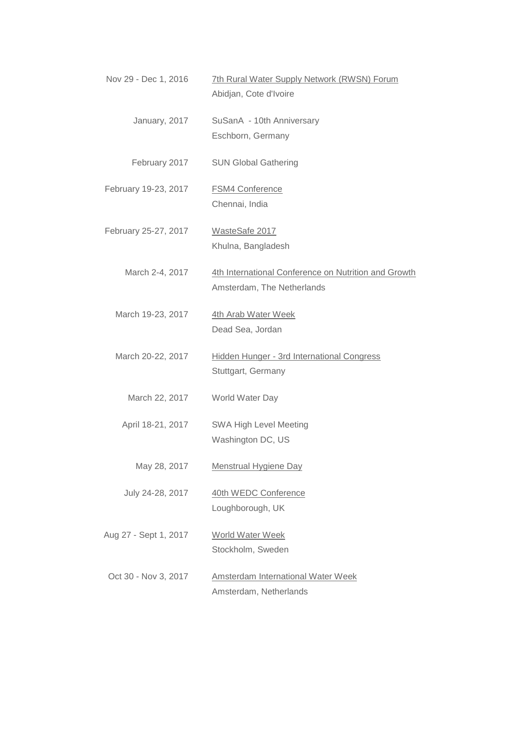| | |
|---|---|
| Nov 29 - Dec 1, 2016 | 7th Rural Water Supply Network (RWSN) Forum<br>Abidjan, Cote d'Ivoire |
| January, 2017 | SuSanA - 10th Anniversary<br>Eschborn, Germany |
| February 2017 | SUN Global Gathering |
| February 19-23, 2017 | FSM4 Conference<br>Chennai, India |
| February 25-27, 2017 | WasteSafe 2017<br>Khulna, Bangladesh |
| March 2-4, 2017 | 4th International Conference on Nutrition and Growth<br>Amsterdam, The Netherlands |
| March 19-23, 2017 | 4th Arab Water Week<br>Dead Sea, Jordan |
| March 20-22, 2017 | Hidden Hunger - 3rd International Congress<br>Stuttgart, Germany |
| March 22, 2017 | World Water Day |
| April 18-21, 2017 | SWA High Level Meeting<br>Washington DC, US |
| May 28, 2017 | Menstrual Hygiene Day |
| July 24-28, 2017 | 40th WEDC Conference<br>Loughborough, UK |
| Aug 27 - Sept 1, 2017 | World Water Week<br>Stockholm, Sweden |
| Oct 30 - Nov 3, 2017 | Amsterdam International Water Week<br>Amsterdam, Netherlands |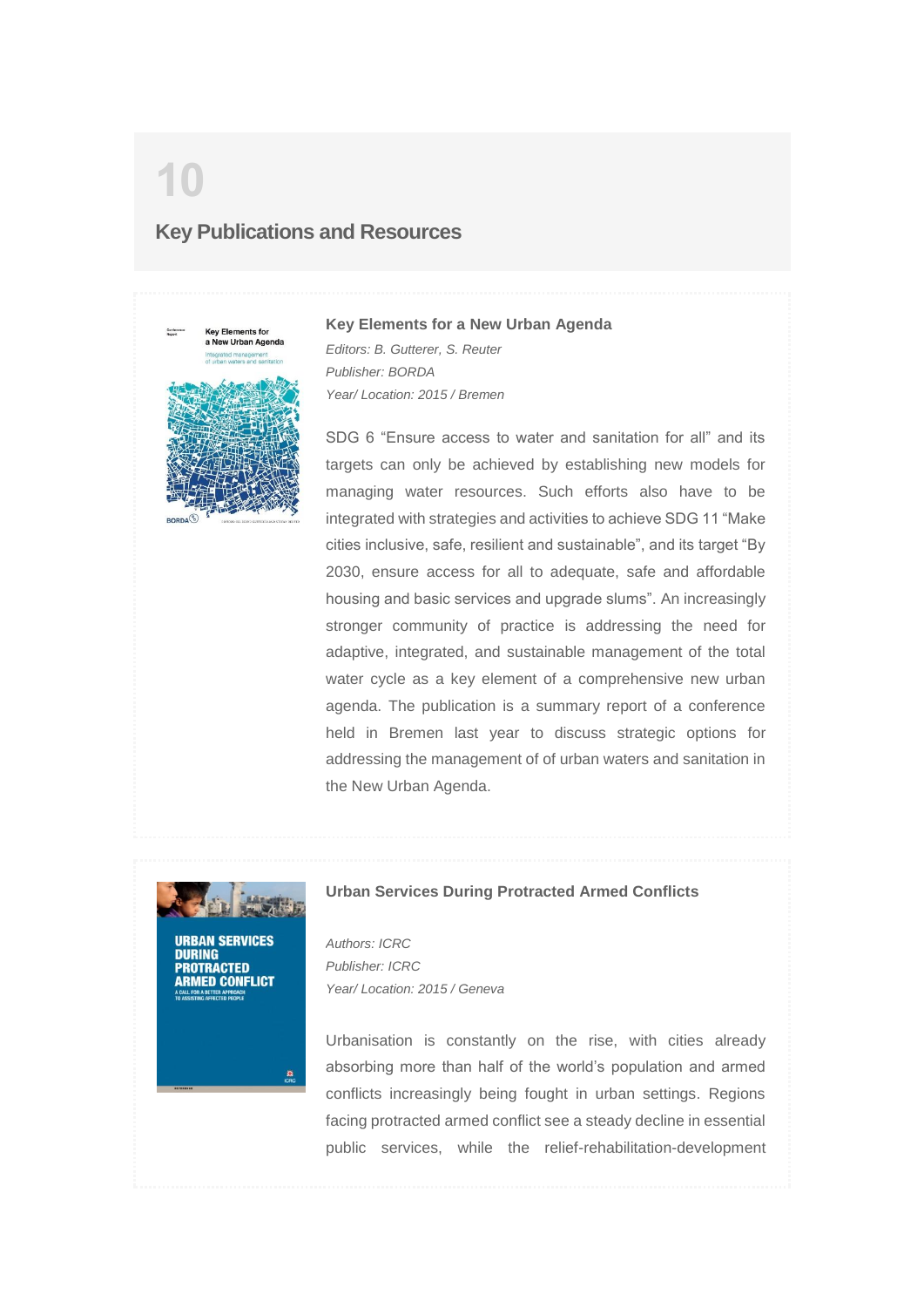# 10

## Key Publications and Resources

### Key Elements for a New Urban Agenda

*Editors: B. Gutterer, S. Reuter*
*Publisher: BORDA*
*Year/ Location: 2015 / Bremen*

SDG 6 "Ensure access to water and sanitation for all" and its targets can only be achieved by establishing new models for managing water resources. Such efforts also have to be integrated with strategies and activities to achieve SDG 11 "Make cities inclusive, safe, resilient and sustainable", and its target "By 2030, ensure access for all to adequate, safe and affordable housing and basic services and upgrade slums". An increasingly stronger community of practice is addressing the need for adaptive, integrated, and sustainable management of the total water cycle as a key element of a comprehensive new urban agenda. The publication is a summary report of a conference held in Bremen last year to discuss strategic options for addressing the management of of urban waters and sanitation in the New Urban Agenda.

### Urban Services During Protracted Armed Conflicts

*Authors: ICRC*
*Publisher: ICRC*
*Year/ Location: 2015 / Geneva*

Urbanisation is constantly on the rise, with cities already absorbing more than half of the world's population and armed conflicts increasingly being fought in urban settings. Regions facing protracted armed conflict see a steady decline in essential public services, while the relief-rehabilitation-development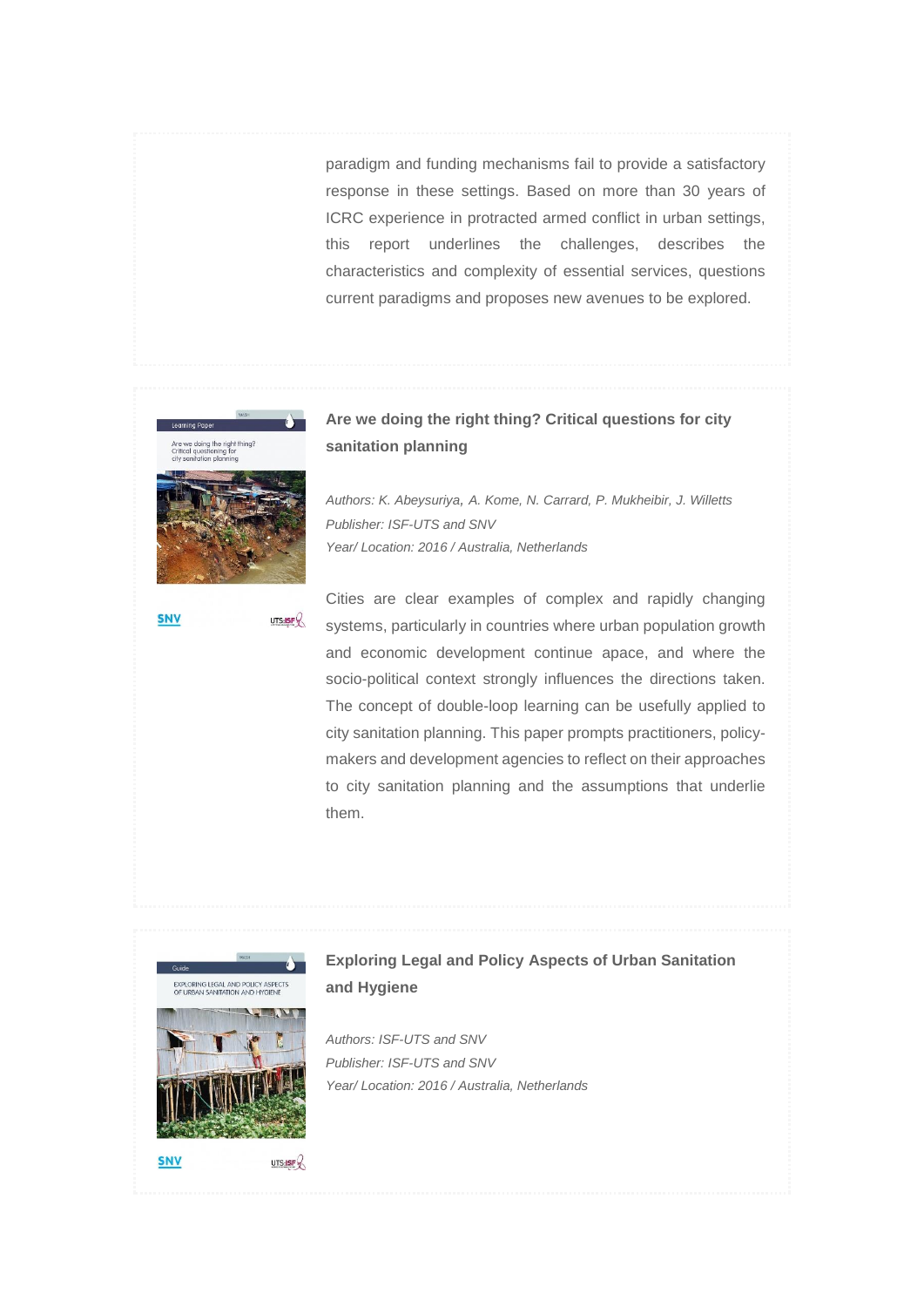paradigm and funding mechanisms fail to provide a satisfactory response in these settings. Based on more than 30 years of ICRC experience in protracted armed conflict in urban settings, this report underlines the challenges, describes the characteristics and complexity of essential services, questions current paradigms and proposes new avenues to be explored.

### Are we doing the right thing? Critical questions for city sanitation planning

*Authors: K. Abeysuriya, A. Kome, N. Carrard, P. Mukheibir, J. Willetts*
*Publisher: ISF-UTS and SNV*
*Year/ Location: 2016 / Australia, Netherlands*

Cities are clear examples of complex and rapidly changing systems, particularly in countries where urban population growth and economic development continue apace, and where the socio-political context strongly influences the directions taken. The concept of double-loop learning can be usefully applied to city sanitation planning. This paper prompts practitioners, policy-makers and development agencies to reflect on their approaches to city sanitation planning and the assumptions that underlie them.

### Exploring Legal and Policy Aspects of Urban Sanitation and Hygiene

*Authors: ISF-UTS and SNV*
*Publisher: ISF-UTS and SNV*
*Year/ Location: 2016 / Australia, Netherlands*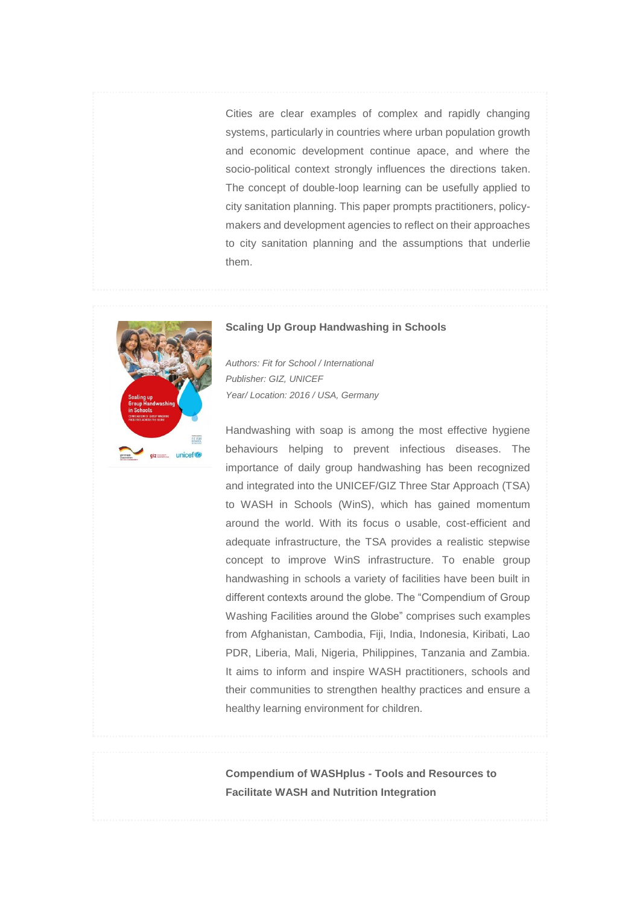Cities are clear examples of complex and rapidly changing systems, particularly in countries where urban population growth and economic development continue apace, and where the socio-political context strongly influences the directions taken. The concept of double-loop learning can be usefully applied to city sanitation planning. This paper prompts practitioners, policy-makers and development agencies to reflect on their approaches to city sanitation planning and the assumptions that underlie them.

**Scaling Up Group Handwashing in Schools**

*Authors: Fit for School / International*
*Publisher: GIZ, UNICEF*
*Year/ Location: 2016 / USA, Germany*

Handwashing with soap is among the most effective hygiene behaviours helping to prevent infectious diseases. The importance of daily group handwashing has been recognized and integrated into the UNICEF/GIZ Three Star Approach (TSA) to WASH in Schools (WinS), which has gained momentum around the world. With its focus o usable, cost-efficient and adequate infrastructure, the TSA provides a realistic stepwise concept to improve WinS infrastructure. To enable group handwashing in schools a variety of facilities have been built in different contexts around the globe. The "Compendium of Group Washing Facilities around the Globe" comprises such examples from Afghanistan, Cambodia, Fiji, India, Indonesia, Kiribati, Lao PDR, Liberia, Mali, Nigeria, Philippines, Tanzania and Zambia. It aims to inform and inspire WASH practitioners, schools and their communities to strengthen healthy practices and ensure a healthy learning environment for children.

**Compendium of WASHplus - Tools and Resources to Facilitate WASH and Nutrition Integration**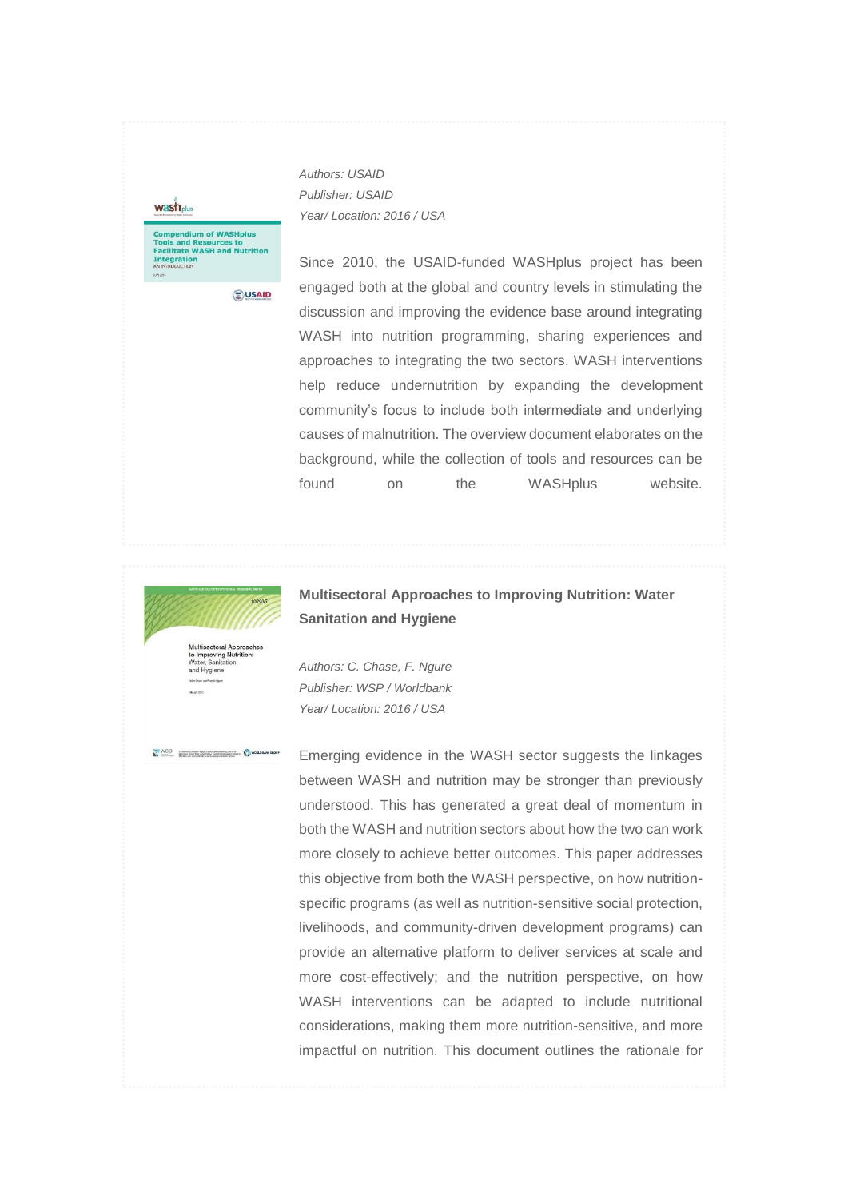*Authors: USAID*
*Publisher: USAID*
*Year/ Location: 2016 / USA*

Since 2010, the USAID-funded WASHplus project has been engaged both at the global and country levels in stimulating the discussion and improving the evidence base around integrating WASH into nutrition programming, sharing experiences and approaches to integrating the two sectors. WASH interventions help reduce undernutrition by expanding the development community's focus to include both intermediate and underlying causes of malnutrition. The overview document elaborates on the background, while the collection of tools and resources can be found on the WASHplus website.

### Multisectoral Approaches to Improving Nutrition: Water Sanitation and Hygiene

*Authors: C. Chase, F. Ngure*
*Publisher: WSP / Worldbank*
*Year/ Location: 2016 / USA*

Emerging evidence in the WASH sector suggests the linkages between WASH and nutrition may be stronger than previously understood. This has generated a great deal of momentum in both the WASH and nutrition sectors about how the two can work more closely to achieve better outcomes. This paper addresses this objective from both the WASH perspective, on how nutrition-specific programs (as well as nutrition-sensitive social protection, livelihoods, and community-driven development programs) can provide an alternative platform to deliver services at scale and more cost-effectively; and the nutrition perspective, on how WASH interventions can be adapted to include nutritional considerations, making them more nutrition-sensitive, and more impactful on nutrition. This document outlines the rationale for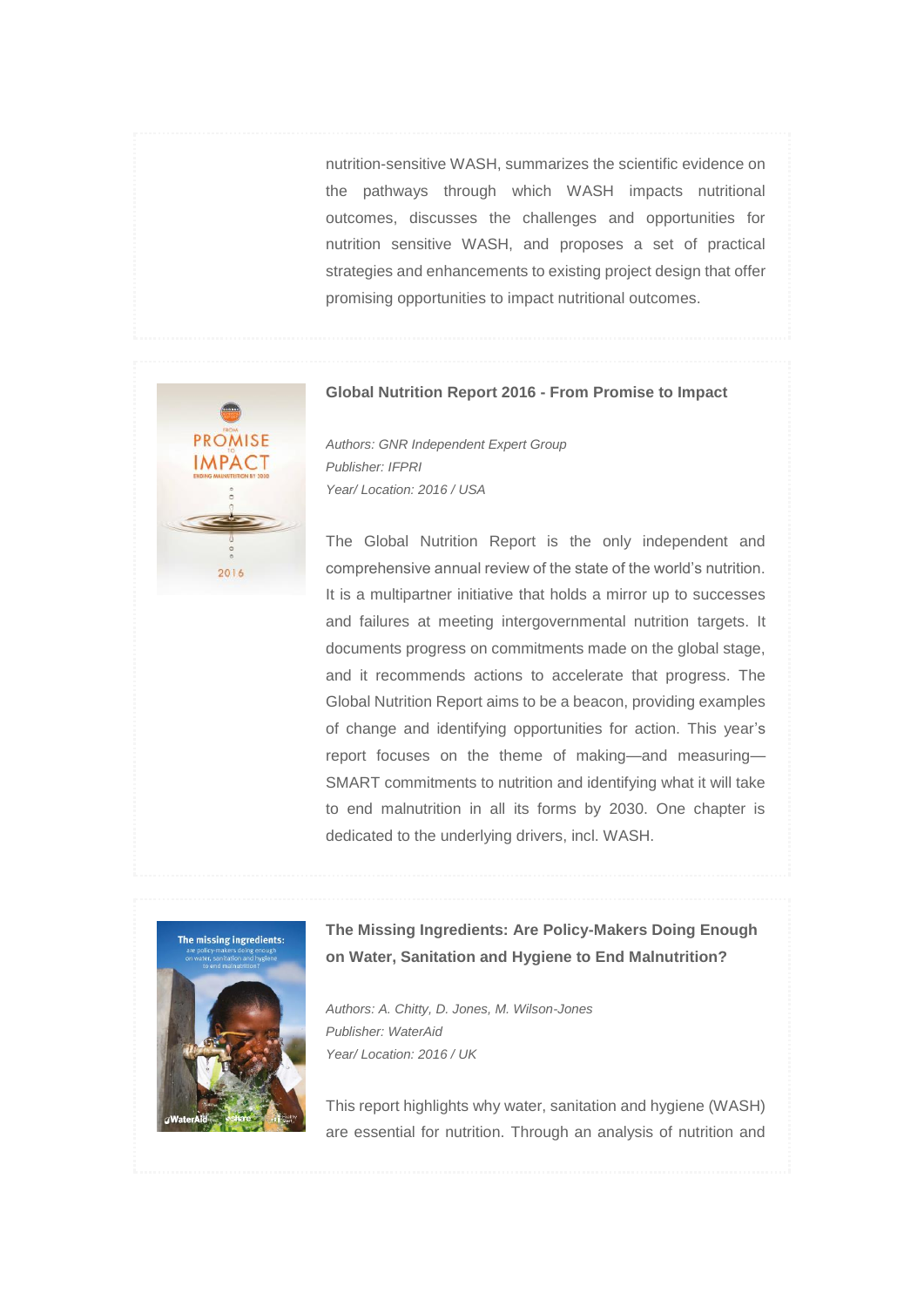nutrition-sensitive WASH, summarizes the scientific evidence on the pathways through which WASH impacts nutritional outcomes, discusses the challenges and opportunities for nutrition sensitive WASH, and proposes a set of practical strategies and enhancements to existing project design that offer promising opportunities to impact nutritional outcomes.

### Global Nutrition Report 2016 - From Promise to Impact

*Authors: GNR Independent Expert Group*
*Publisher: IFPRI*
*Year/ Location: 2016 / USA*

The Global Nutrition Report is the only independent and comprehensive annual review of the state of the world's nutrition. It is a multipartner initiative that holds a mirror up to successes and failures at meeting intergovernmental nutrition targets. It documents progress on commitments made on the global stage, and it recommends actions to accelerate that progress. The Global Nutrition Report aims to be a beacon, providing examples of change and identifying opportunities for action. This year's report focuses on the theme of making—and measuring—SMART commitments to nutrition and identifying what it will take to end malnutrition in all its forms by 2030. One chapter is dedicated to the underlying drivers, incl. WASH.

### The Missing Ingredients: Are Policy-Makers Doing Enough on Water, Sanitation and Hygiene to End Malnutrition?

*Authors: A. Chitty, D. Jones, M. Wilson-Jones*
*Publisher: WaterAid*
*Year/ Location: 2016 / UK*

This report highlights why water, sanitation and hygiene (WASH) are essential for nutrition. Through an analysis of nutrition and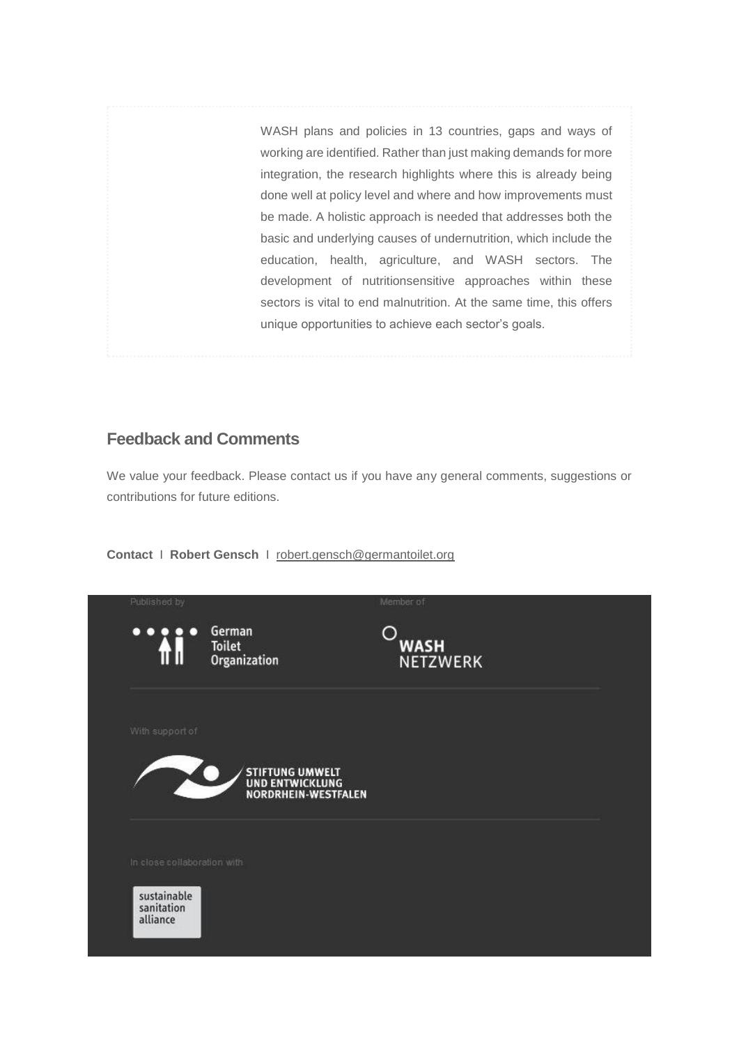WASH plans and policies in 13 countries, gaps and ways of working are identified. Rather than just making demands for more integration, the research highlights where this is already being done well at policy level and where and how improvements must be made. A holistic approach is needed that addresses both the basic and underlying causes of undernutrition, which include the education, health, agriculture, and WASH sectors. The development of nutritionsensitive approaches within these sectors is vital to end malnutrition. At the same time, this offers unique opportunities to achieve each sector's goals.

## Feedback and Comments

We value your feedback. Please contact us if you have any general comments, suggestions or contributions for future editions.

**Contact** I **Robert Gensch** I robert.gensch@germantoilet.org

Published by

German Toilet Organization

Member of

WASH NETZWERK

With support of

STIFTUNG UMWELT UND ENTWICKLUNG NORDRHEIN-WESTFALEN

In close collaboration with

sustainable sanitation alliance